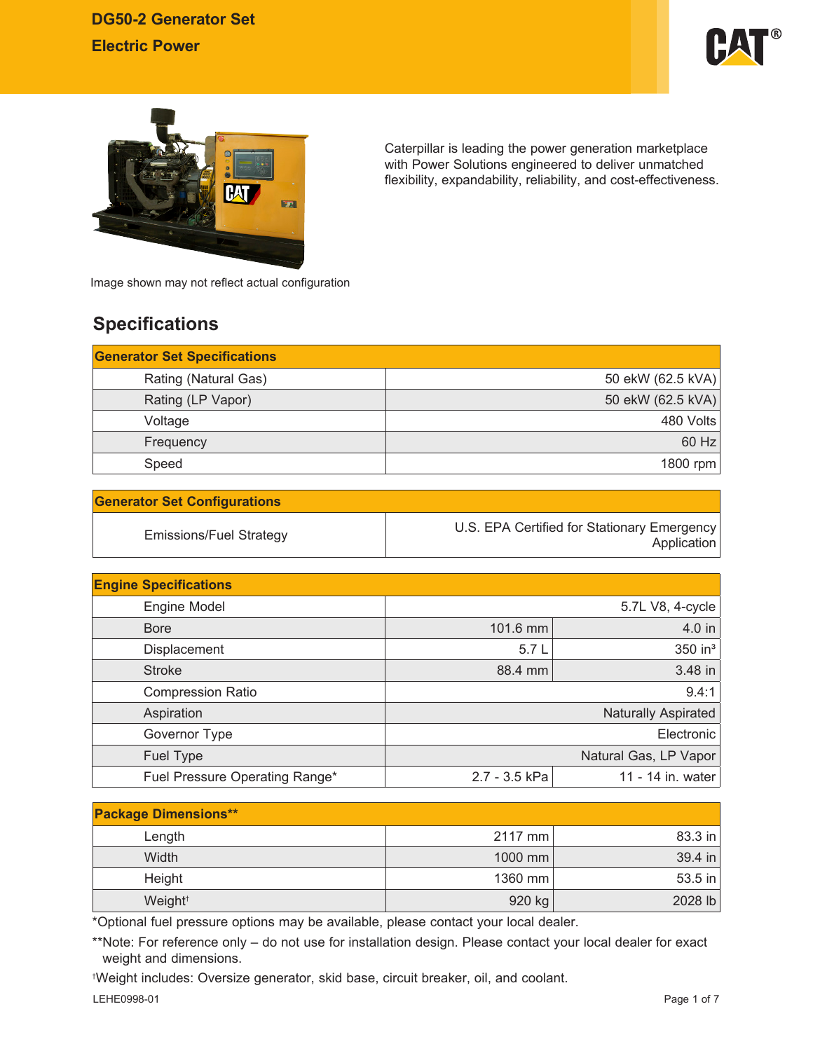# DG50-2 Generator Set

## Electric Power

Caterpillar is leading the power generation marketplace with Power Solutions engineered to deliver unmatched flexibility, expandability, reliability, and cost-effectiveness.

Image shown may not reflect actual configuration

## Specifications

| Generator Set Specifications | |
|---|---|
| Rating (Natural Gas) | 50 ekW (62.5 kVA) |
| Rating (LP Vapor) | 50 ekW (62.5 kVA) |
| Voltage | 480 Volts |
| Frequency | 60 Hz |
| Speed | 1800 rpm |

| Generator Set Configurations | |
|---|---|
| Emissions/Fuel Strategy | U.S. EPA Certified for Stationary Emergency Application |

| Engine Specifications | | |
|---|---|---|
| Engine Model | 5.7L V8, 4-cycle | |
| Bore | 101.6 mm | 4.0 in |
| Displacement | 5.7 L | 350 in³ |
| Stroke | 88.4 mm | 3.48 in |
| Compression Ratio | 9.4:1 | |
| Aspiration | Naturally Aspirated | |
| Governor Type | Electronic | |
| Fuel Type | Natural Gas, LP Vapor | |
| Fuel Pressure Operating Range* | 2.7 - 3.5 kPa | 11 - 14 in. water |

| Package Dimensions** | | |
|---|---|---|
| Length | 2117 mm | 83.3 in |
| Width | 1000 mm | 39.4 in |
| Height | 1360 mm | 53.5 in |
| Weight† | 920 kg | 2028 lb |

*Optional fuel pressure options may be available, please contact your local dealer.

**Note: For reference only – do not use for installation design. Please contact your local dealer for exact weight and dimensions.

†Weight includes: Oversize generator, skid base, circuit breaker, oil, and coolant.

LEHE0998-01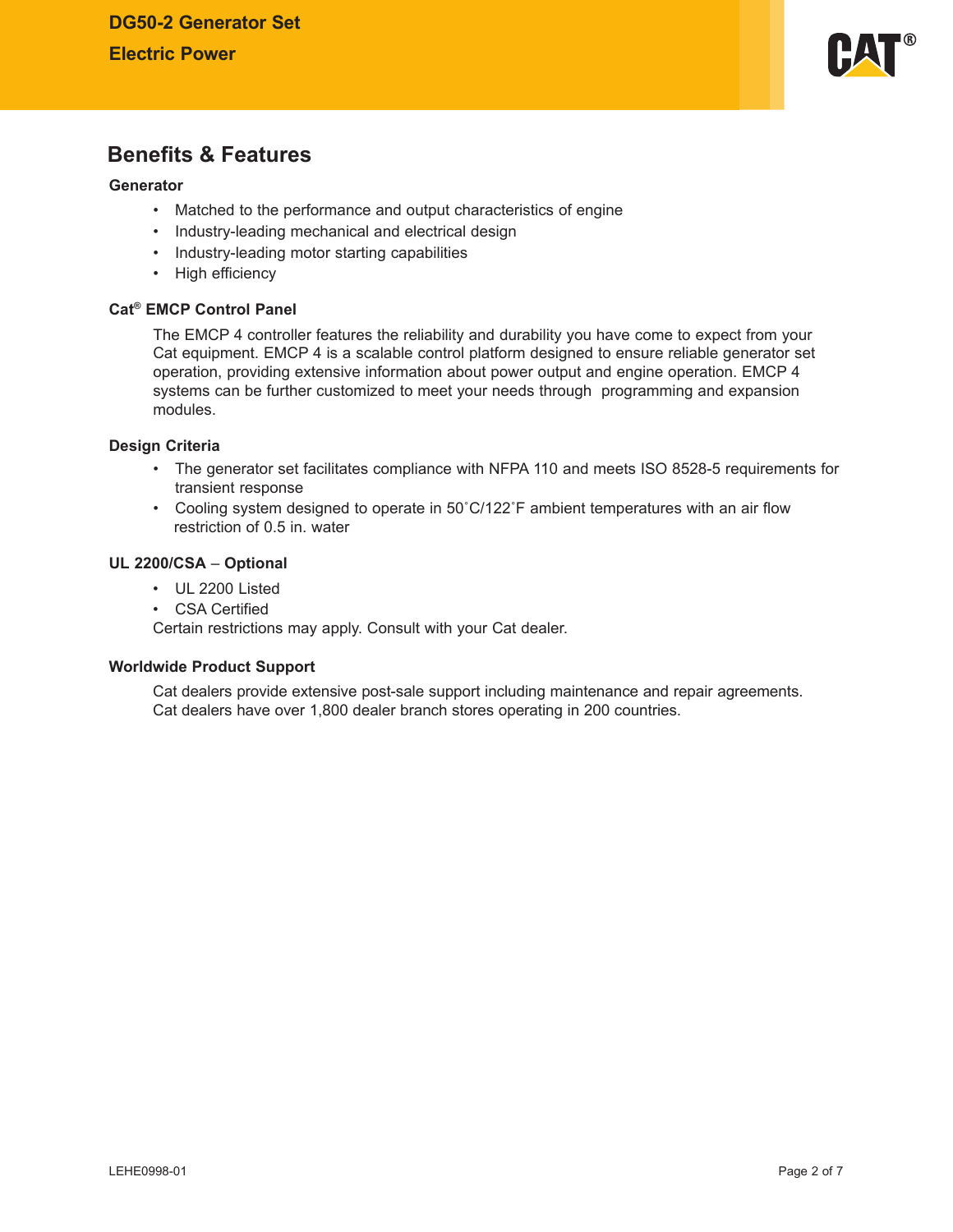## Benefits & Features

### Generator

- Matched to the performance and output characteristics of engine
- Industry-leading mechanical and electrical design
- Industry-leading motor starting capabilities
- High efficiency

### Cat® EMCP Control Panel

The EMCP 4 controller features the reliability and durability you have come to expect from your Cat equipment. EMCP 4 is a scalable control platform designed to ensure reliable generator set operation, providing extensive information about power output and engine operation. EMCP 4 systems can be further customized to meet your needs through programming and expansion modules.

### Design Criteria

- The generator set facilitates compliance with NFPA 110 and meets ISO 8528-5 requirements for transient response
- Cooling system designed to operate in 50˚C/122˚F ambient temperatures with an air flow restriction of 0.5 in. water

### UL 2200/CSA – Optional

- UL 2200 Listed
- CSA Certified

Certain restrictions may apply. Consult with your Cat dealer.

### Worldwide Product Support

Cat dealers provide extensive post-sale support including maintenance and repair agreements. Cat dealers have over 1,800 dealer branch stores operating in 200 countries.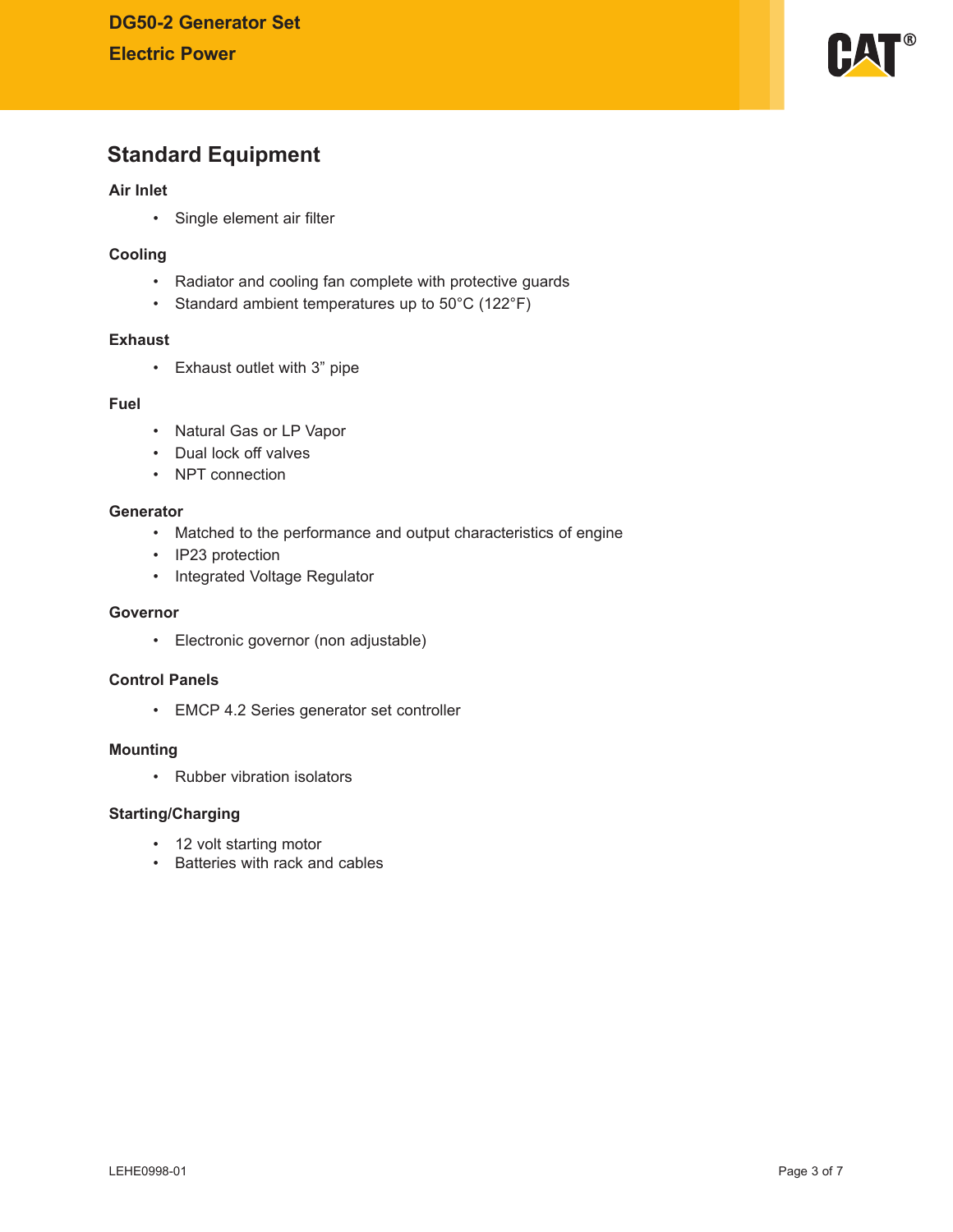## Standard Equipment

### Air Inlet

- Single element air filter

### Cooling

- Radiator and cooling fan complete with protective guards
- Standard ambient temperatures up to 50°C (122°F)

### Exhaust

- Exhaust outlet with 3" pipe

### Fuel

- Natural Gas or LP Vapor
- Dual lock off valves
- NPT connection

### Generator

- Matched to the performance and output characteristics of engine
- IP23 protection
- Integrated Voltage Regulator

### Governor

- Electronic governor (non adjustable)

### Control Panels

- EMCP 4.2 Series generator set controller

### Mounting

- Rubber vibration isolators

### Starting/Charging

- 12 volt starting motor
- Batteries with rack and cables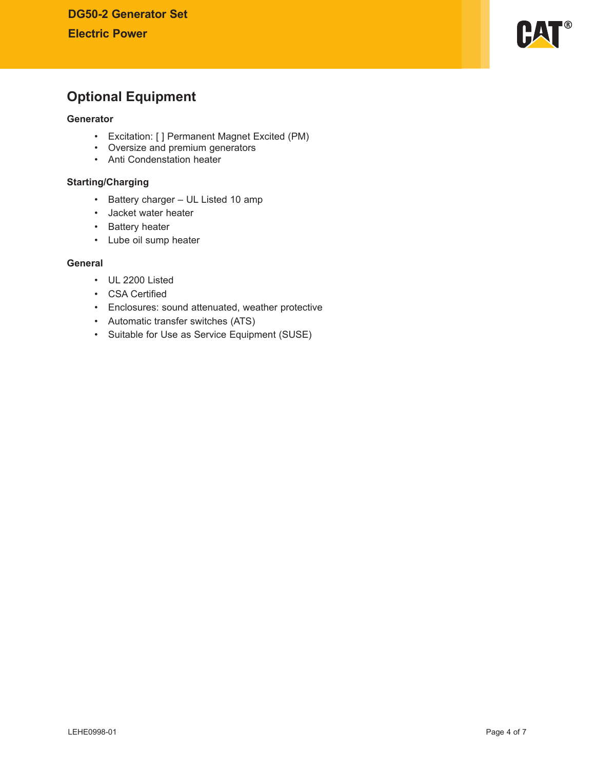## Optional Equipment

### Generator

- Excitation: [ ] Permanent Magnet Excited (PM)
- Oversize and premium generators
- Anti Condenstation heater

### Starting/Charging

- Battery charger – UL Listed 10 amp
- Jacket water heater
- Battery heater
- Lube oil sump heater

### General

- UL 2200 Listed
- CSA Certified
- Enclosures: sound attenuated, weather protective
- Automatic transfer switches (ATS)
- Suitable for Use as Service Equipment (SUSE)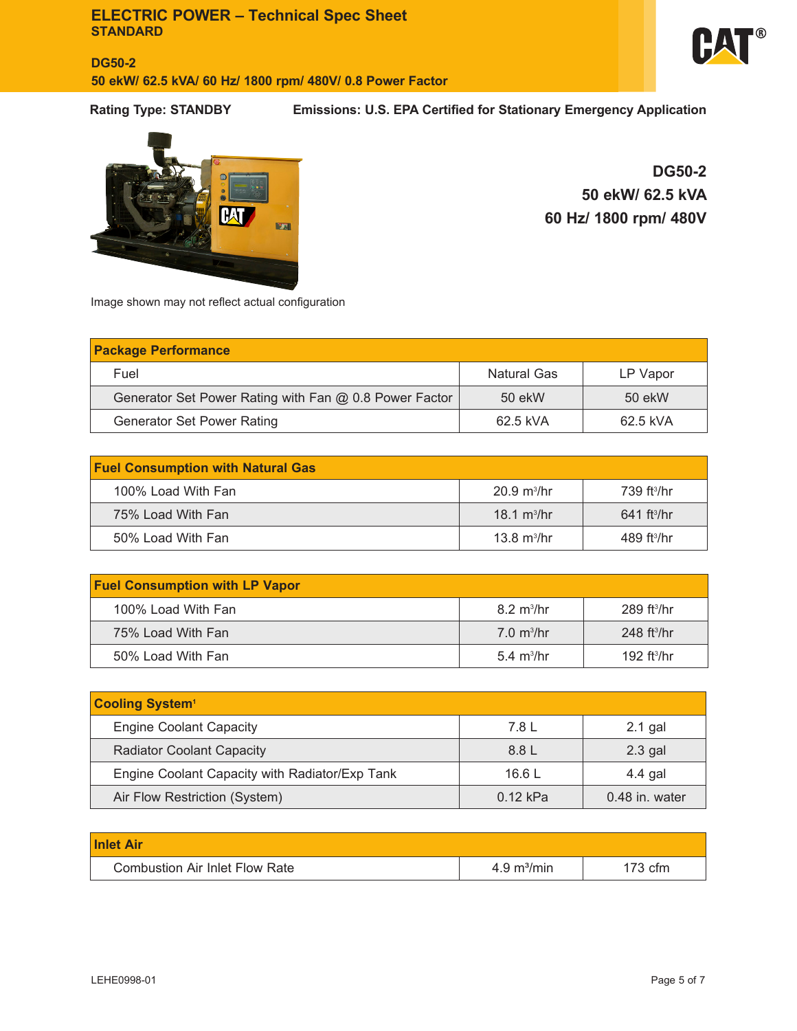# ELECTRIC POWER – Technical Spec Sheet
**STANDARD**

**DG50-2**
**50 ekW/ 62.5 kVA/ 60 Hz/ 1800 rpm/ 480V/ 0.8 Power Factor**

**Rating Type: STANDBY** **Emissions: U.S. EPA Certified for Stationary Emergency Application**

Image shown may not reflect actual configuration

**DG50-2**
**50 ekW/ 62.5 kVA**
**60 Hz/ 1800 rpm/ 480V**

| Package Performance | | |
|---|---|---|
| Fuel | Natural Gas | LP Vapor |
| Generator Set Power Rating with Fan @ 0.8 Power Factor | 50 ekW | 50 ekW |
| Generator Set Power Rating | 62.5 kVA | 62.5 kVA |

| Fuel Consumption with Natural Gas | | |
|---|---|---|
| 100% Load With Fan | 20.9 $m^3$/hr | 739 $ft^3$/hr |
| 75% Load With Fan | 18.1 $m^3$/hr | 641 $ft^3$/hr |
| 50% Load With Fan | 13.8 $m^3$/hr | 489 $ft^3$/hr |

| Fuel Consumption with LP Vapor | | |
|---|---|---|
| 100% Load With Fan | 8.2 $m^3$/hr | 289 $ft^3$/hr |
| 75% Load With Fan | 7.0 $m^3$/hr | 248 $ft^3$/hr |
| 50% Load With Fan | 5.4 $m^3$/hr | 192 $ft^3$/hr |

| Cooling System[1] | | |
|---|---|---|
| Engine Coolant Capacity | 7.8 L | 2.1 gal |
| Radiator Coolant Capacity | 8.8 L | 2.3 gal |
| Engine Coolant Capacity with Radiator/Exp Tank | 16.6 L | 4.4 gal |
| Air Flow Restriction (System) | 0.12 kPa | 0.48 in. water |

| Inlet Air | | |
|---|---|---|
| Combustion Air Inlet Flow Rate | 4.9 $m^3$/min | 173 cfm |

LEHE0998-01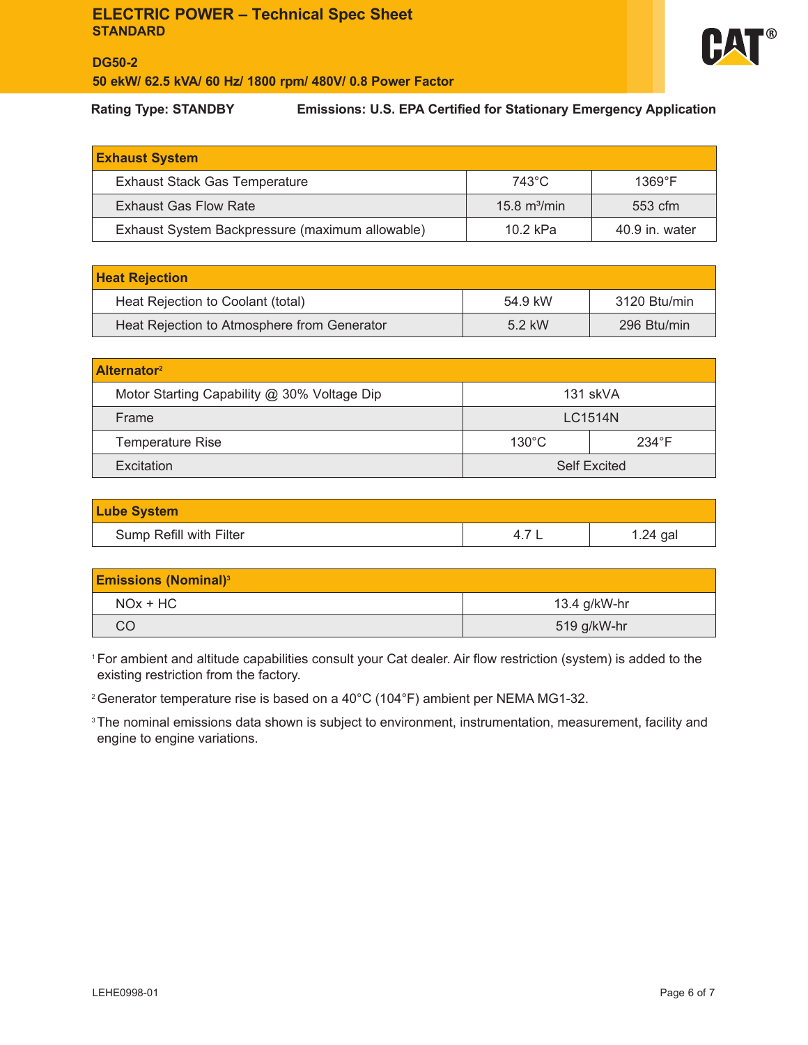# ELECTRIC POWER – Technical Spec Sheet
**STANDARD**

**DG50-2**
**50 ekW/ 62.5 kVA/ 60 Hz/ 1800 rpm/ 480V/ 0.8 Power Factor**

**Rating Type: STANDBY** **Emissions: U.S. EPA Certified for Stationary Emergency Application**

| Exhaust System | | |
|---|---|---|
| Exhaust Stack Gas Temperature | 743°C | 1369°F |
| Exhaust Gas Flow Rate | 15.8 m³/min | 553 cfm |
| Exhaust System Backpressure (maximum allowable) | 10.2 kPa | 40.9 in. water |

| Heat Rejection | | |
|---|---|---|
| Heat Rejection to Coolant (total) | 54.9 kW | 3120 Btu/min |
| Heat Rejection to Atmosphere from Generator | 5.2 kW | 296 Btu/min |

| Alternator[2] | | |
|---|---|---|
| Motor Starting Capability @ 30% Voltage Dip | 131 skVA | |
| Frame | LC1514N | |
| Temperature Rise | 130°C | 234°F |
| Excitation | Self Excited | |

| Lube System | | |
|---|---|---|
| Sump Refill with Filter | 4.7 L | 1.24 gal |

| Emissions (Nominal)[3] | |
|---|---|
| NOx + HC | 13.4 g/kW-hr |
| CO | 519 g/kW-hr |

[1] For ambient and altitude capabilities consult your Cat dealer. Air flow restriction (system) is added to the existing restriction from the factory.

[2] Generator temperature rise is based on a 40°C (104°F) ambient per NEMA MG1-32.

[3] The nominal emissions data shown is subject to environment, instrumentation, measurement, facility and engine to engine variations.

LEHE0998-01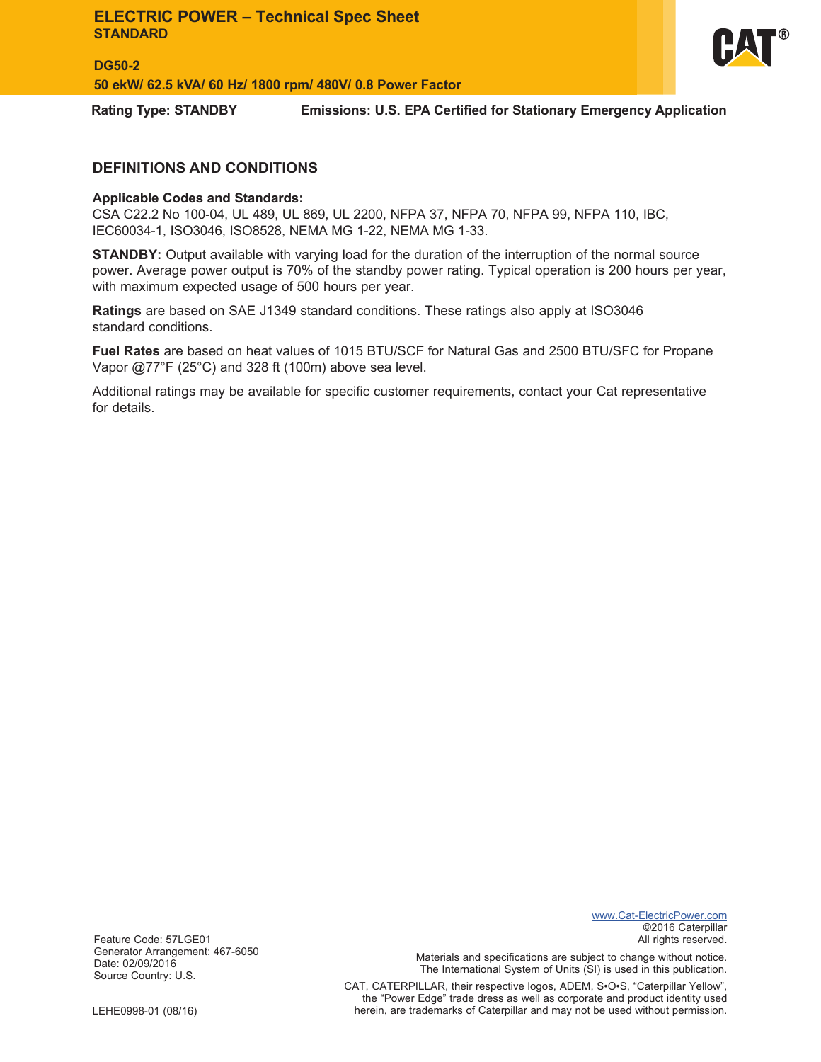# ELECTRIC POWER – Technical Spec Sheet
**STANDARD**

**DG50-2**

**50 ekW/ 62.5 kVA/ 60 Hz/ 1800 rpm/ 480V/ 0.8 Power Factor**

**Rating Type: STANDBY** **Emissions: U.S. EPA Certified for Stationary Emergency Application**

## DEFINITIONS AND CONDITIONS

**Applicable Codes and Standards:**
CSA C22.2 No 100-04, UL 489, UL 869, UL 2200, NFPA 37, NFPA 70, NFPA 99, NFPA 110, IBC, IEC60034-1, ISO3046, ISO8528, NEMA MG 1-22, NEMA MG 1-33.

**STANDBY:** Output available with varying load for the duration of the interruption of the normal source power. Average power output is 70% of the standby power rating. Typical operation is 200 hours per year, with maximum expected usage of 500 hours per year.

**Ratings** are based on SAE J1349 standard conditions. These ratings also apply at ISO3046 standard conditions.

**Fuel Rates** are based on heat values of 1015 BTU/SCF for Natural Gas and 2500 BTU/SFC for Propane Vapor @77°F (25°C) and 328 ft (100m) above sea level.

Additional ratings may be available for specific customer requirements, contact your Cat representative for details.

Feature Code: 57LGE01
Generator Arrangement: 467-6050
Date: 02/09/2016
Source Country: U.S.

LEHE0998-01 (08/16)

www.Cat-ElectricPower.com
©2016 Caterpillar
All rights reserved.

Materials and specifications are subject to change without notice.
The International System of Units (SI) is used in this publication.

CAT, CATERPILLAR, their respective logos, ADEM, S•O•S, "Caterpillar Yellow", the "Power Edge" trade dress as well as corporate and product identity used herein, are trademarks of Caterpillar and may not be used without permission.